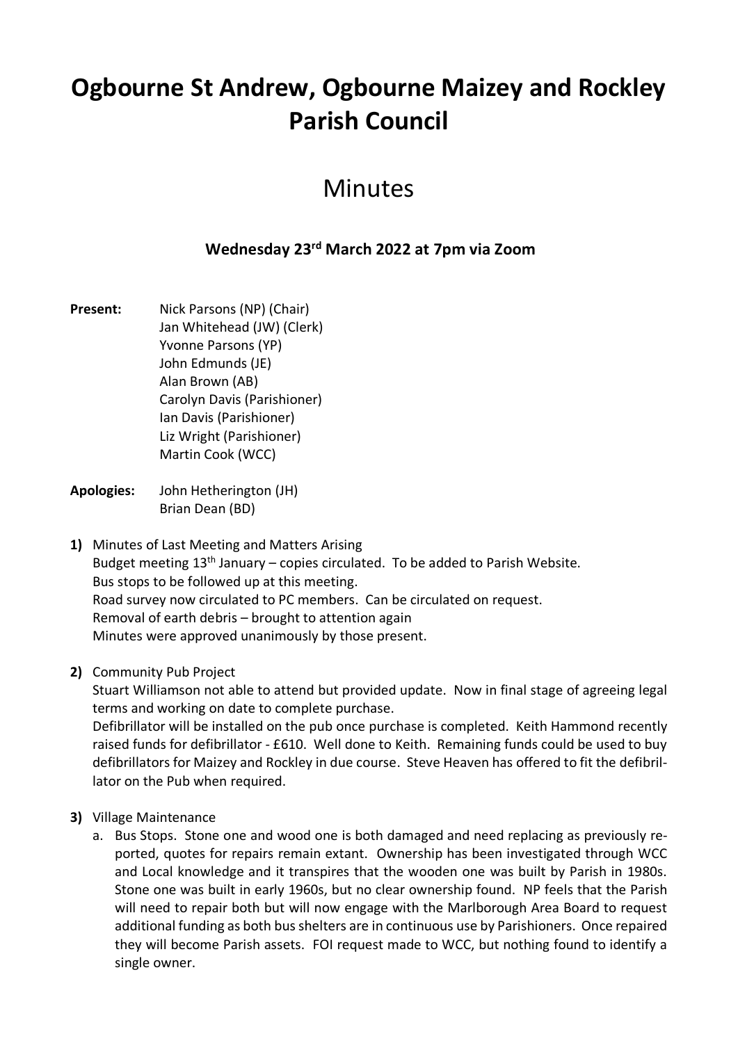# Ogbourne St Andrew, Ogbourne Maizey and Rockley Parish Council

## Minutes

### Wednesday 23rd March 2022 at 7pm via Zoom

**Present:**
Nick Parsons (NP) (Chair)
Jan Whitehead (JW) (Clerk)
Yvonne Parsons (YP)
John Edmunds (JE)
Alan Brown (AB)
Carolyn Davis (Parishioner)
Ian Davis (Parishioner)
Liz Wright (Parishioner)
Martin Cook (WCC)

**Apologies:**
John Hetherington (JH)
Brian Dean (BD)

**1)** Minutes of Last Meeting and Matters Arising
Budget meeting 13th January – copies circulated. To be added to Parish Website.
Bus stops to be followed up at this meeting.
Road survey now circulated to PC members. Can be circulated on request.
Removal of earth debris – brought to attention again
Minutes were approved unanimously by those present.

**2)** Community Pub Project
Stuart Williamson not able to attend but provided update. Now in final stage of agreeing legal terms and working on date to complete purchase.
Defibrillator will be installed on the pub once purchase is completed. Keith Hammond recently raised funds for defibrillator - £610. Well done to Keith. Remaining funds could be used to buy defibrillators for Maizey and Rockley in due course. Steve Heaven has offered to fit the defibrillator on the Pub when required.

**3)** Village Maintenance

a. Bus Stops. Stone one and wood one is both damaged and need replacing as previously reported, quotes for repairs remain extant. Ownership has been investigated through WCC and Local knowledge and it transpires that the wooden one was built by Parish in 1980s. Stone one was built in early 1960s, but no clear ownership found. NP feels that the Parish will need to repair both but will now engage with the Marlborough Area Board to request additional funding as both bus shelters are in continuous use by Parishioners. Once repaired they will become Parish assets. FOI request made to WCC, but nothing found to identify a single owner.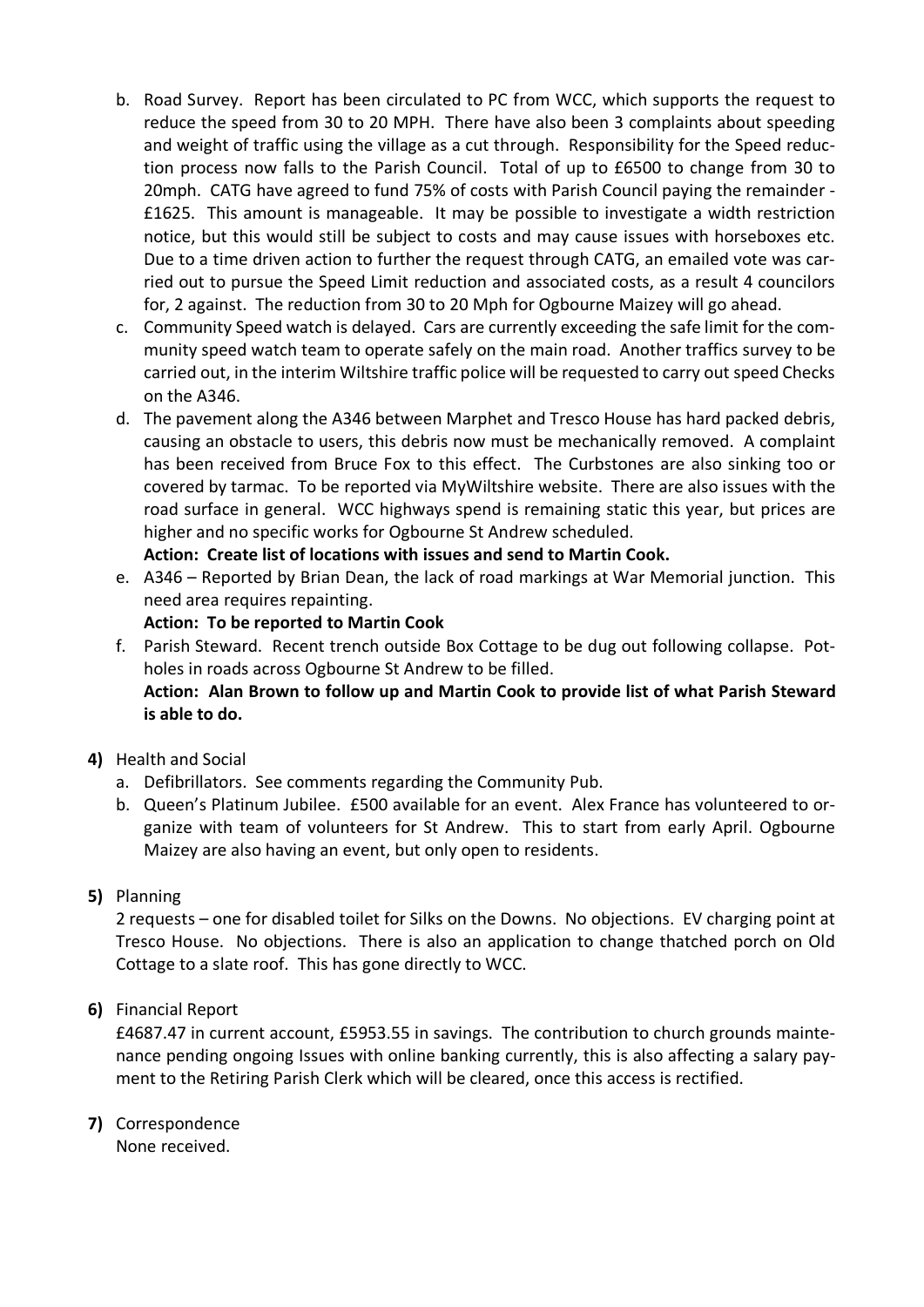b. Road Survey. Report has been circulated to PC from WCC, which supports the request to reduce the speed from 30 to 20 MPH. There have also been 3 complaints about speeding and weight of traffic using the village as a cut through. Responsibility for the Speed reduction process now falls to the Parish Council. Total of up to £6500 to change from 30 to 20mph. CATG have agreed to fund 75% of costs with Parish Council paying the remainder - £1625. This amount is manageable. It may be possible to investigate a width restriction notice, but this would still be subject to costs and may cause issues with horseboxes etc. Due to a time driven action to further the request through CATG, an emailed vote was carried out to pursue the Speed Limit reduction and associated costs, as a result 4 councilors for, 2 against. The reduction from 30 to 20 Mph for Ogbourne Maizey will go ahead.

c. Community Speed watch is delayed. Cars are currently exceeding the safe limit for the community speed watch team to operate safely on the main road. Another traffics survey to be carried out, in the interim Wiltshire traffic police will be requested to carry out speed Checks on the A346.

d. The pavement along the A346 between Marphet and Tresco House has hard packed debris, causing an obstacle to users, this debris now must be mechanically removed. A complaint has been received from Bruce Fox to this effect. The Curbstones are also sinking too or covered by tarmac. To be reported via MyWiltshire website. There are also issues with the road surface in general. WCC highways spend is remaining static this year, but prices are higher and no specific works for Ogbourne St Andrew scheduled.

   **Action: Create list of locations with issues and send to Martin Cook.**

e. A346 – Reported by Brian Dean, the lack of road markings at War Memorial junction. This need area requires repainting.

   **Action: To be reported to Martin Cook**

f. Parish Steward. Recent trench outside Box Cottage to be dug out following collapse. Potholes in roads across Ogbourne St Andrew to be filled.

   **Action: Alan Brown to follow up and Martin Cook to provide list of what Parish Steward is able to do.**

**4)** Health and Social

a. Defibrillators. See comments regarding the Community Pub.

b. Queen's Platinum Jubilee. £500 available for an event. Alex France has volunteered to organize with team of volunteers for St Andrew. This to start from early April. Ogbourne Maizey are also having an event, but only open to residents.

**5)** Planning

2 requests – one for disabled toilet for Silks on the Downs. No objections. EV charging point at Tresco House. No objections. There is also an application to change thatched porch on Old Cottage to a slate roof. This has gone directly to WCC.

**6)** Financial Report

£4687.47 in current account, £5953.55 in savings. The contribution to church grounds maintenance pending ongoing Issues with online banking currently, this is also affecting a salary payment to the Retiring Parish Clerk which will be cleared, once this access is rectified.

**7)** Correspondence

None received.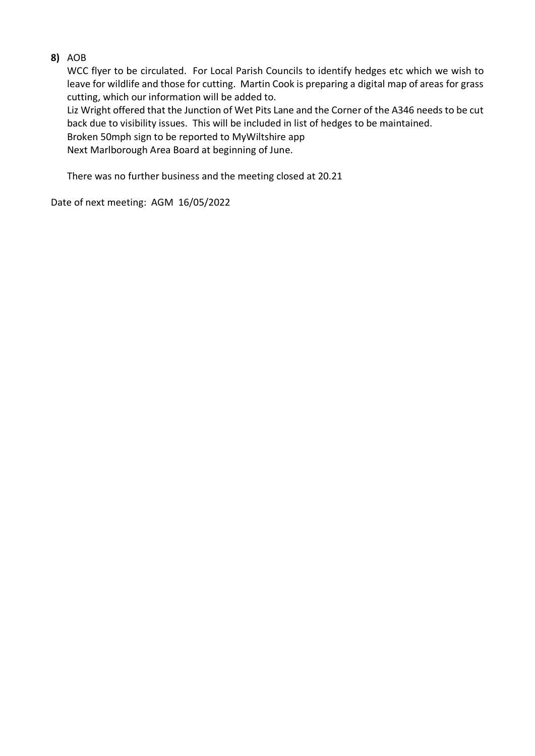**8)** AOB

WCC flyer to be circulated. For Local Parish Councils to identify hedges etc which we wish to leave for wildlife and those for cutting. Martin Cook is preparing a digital map of areas for grass cutting, which our information will be added to.
Liz Wright offered that the Junction of Wet Pits Lane and the Corner of the A346 needs to be cut back due to visibility issues. This will be included in list of hedges to be maintained.
Broken 50mph sign to be reported to MyWiltshire app
Next Marlborough Area Board at beginning of June.

There was no further business and the meeting closed at 20.21

Date of next meeting: AGM 16/05/2022